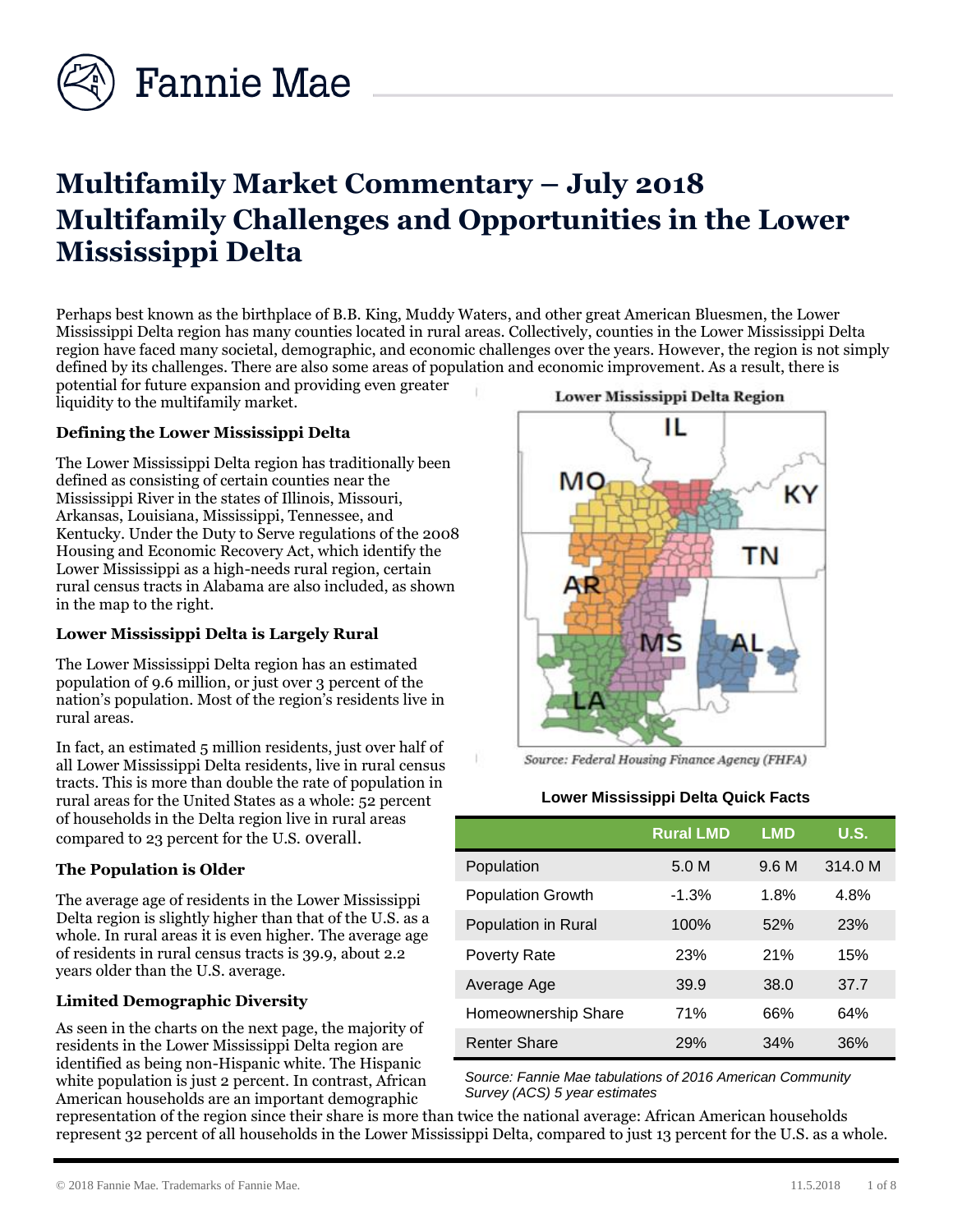# Multifamily Market Commentary – July 2018
# Multifamily Challenges and Opportunities in the Lower Mississippi Delta

Perhaps best known as the birthplace of B.B. King, Muddy Waters, and other great American Bluesmen, the Lower Mississippi Delta region has many counties located in rural areas. Collectively, counties in the Lower Mississippi Delta region have faced many societal, demographic, and economic challenges over the years. However, the region is not simply defined by its challenges. There are also some areas of population and economic improvement. As a result, there is potential for future expansion and providing even greater liquidity to the multifamily market.

### Defining the Lower Mississippi Delta

The Lower Mississippi Delta region has traditionally been defined as consisting of certain counties near the Mississippi River in the states of Illinois, Missouri, Arkansas, Louisiana, Mississippi, Tennessee, and Kentucky. Under the Duty to Serve regulations of the 2008 Housing and Economic Recovery Act, which identify the Lower Mississippi as a high-needs rural region, certain rural census tracts in Alabama are also included, as shown in the map to the right.

**Lower Mississippi Delta Region**

*Source: Federal Housing Finance Agency (FHFA)*

### Lower Mississippi Delta is Largely Rural

The Lower Mississippi Delta region has an estimated population of 9.6 million, or just over 3 percent of the nation's population. Most of the region's residents live in rural areas.

In fact, an estimated 5 million residents, just over half of all Lower Mississippi Delta residents, live in rural census tracts. This is more than double the rate of population in rural areas for the United States as a whole: 52 percent of households in the Delta region live in rural areas compared to 23 percent for the U.S. overall.

**Lower Mississippi Delta Quick Facts**

| | Rural LMD | LMD | U.S. |
|---|---|---|---|
| Population | 5.0 M | 9.6 M | 314.0 M |
| Population Growth | -1.3% | 1.8% | 4.8% |
| Population in Rural | 100% | 52% | 23% |
| Poverty Rate | 23% | 21% | 15% |
| Average Age | 39.9 | 38.0 | 37.7 |
| Homeownership Share | 71% | 66% | 64% |
| Renter Share | 29% | 34% | 36% |

*Source: Fannie Mae tabulations of 2016 American Community Survey (ACS) 5 year estimates*

### The Population is Older

The average age of residents in the Lower Mississippi Delta region is slightly higher than that of the U.S. as a whole. In rural areas it is even higher. The average age of residents in rural census tracts is 39.9, about 2.2 years older than the U.S. average.

### Limited Demographic Diversity

As seen in the charts on the next page, the majority of residents in the Lower Mississippi Delta region are identified as being non-Hispanic white. The Hispanic white population is just 2 percent. In contrast, African American households are an important demographic representation of the region since their share is more than twice the national average: African American households represent 32 percent of all households in the Lower Mississippi Delta, compared to just 13 percent for the U.S. as a whole.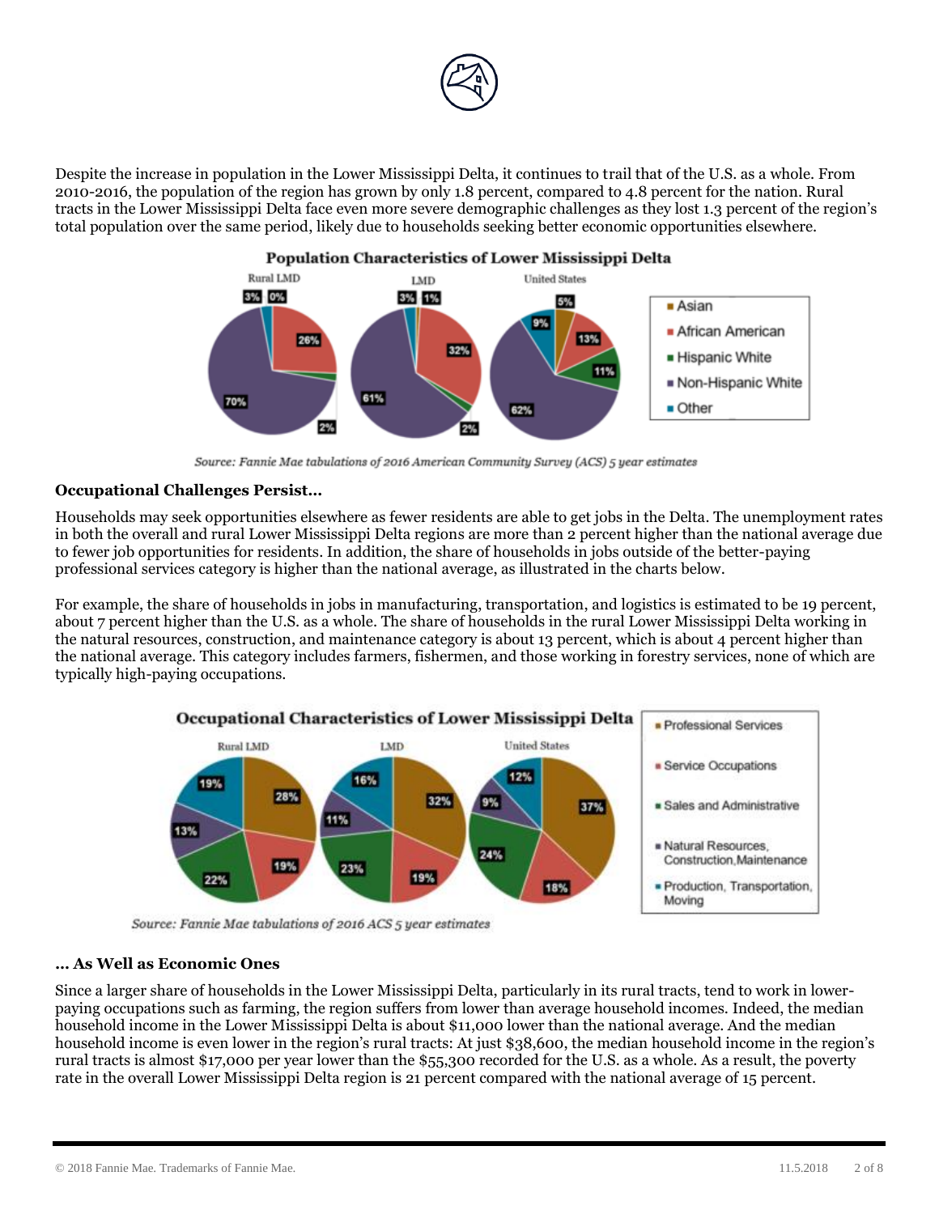Despite the increase in population in the Lower Mississippi Delta, it continues to trail that of the U.S. as a whole. From 2010-2016, the population of the region has grown by only 1.8 percent, compared to 4.8 percent for the nation. Rural tracts in the Lower Mississippi Delta face even more severe demographic challenges as they lost 1.3 percent of the region's total population over the same period, likely due to households seeking better economic opportunities elsewhere.

**Population Characteristics of Lower Mississippi Delta**

*Source: Fannie Mae tabulations of 2016 American Community Survey (ACS) 5 year estimates*

### Occupational Challenges Persist…

Households may seek opportunities elsewhere as fewer residents are able to get jobs in the Delta. The unemployment rates in both the overall and rural Lower Mississippi Delta regions are more than 2 percent higher than the national average due to fewer job opportunities for residents. In addition, the share of households in jobs outside of the better-paying professional services category is higher than the national average, as illustrated in the charts below.

For example, the share of households in jobs in manufacturing, transportation, and logistics is estimated to be 19 percent, about 7 percent higher than the U.S. as a whole. The share of households in the rural Lower Mississippi Delta working in the natural resources, construction, and maintenance category is about 13 percent, which is about 4 percent higher than the national average. This category includes farmers, fishermen, and those working in forestry services, none of which are typically high-paying occupations.

**Occupational Characteristics of Lower Mississippi Delta**

*Source: Fannie Mae tabulations of 2016 ACS 5 year estimates*

### … As Well as Economic Ones

Since a larger share of households in the Lower Mississippi Delta, particularly in its rural tracts, tend to work in lower-paying occupations such as farming, the region suffers from lower than average household incomes. Indeed, the median household income in the Lower Mississippi Delta is about $11,000 lower than the national average. And the median household income is even lower in the region's rural tracts: At just $38,600, the median household income in the region's rural tracts is almost $17,000 per year lower than the $55,300 recorded for the U.S. as a whole. As a result, the poverty rate in the overall Lower Mississippi Delta region is 21 percent compared with the national average of 15 percent.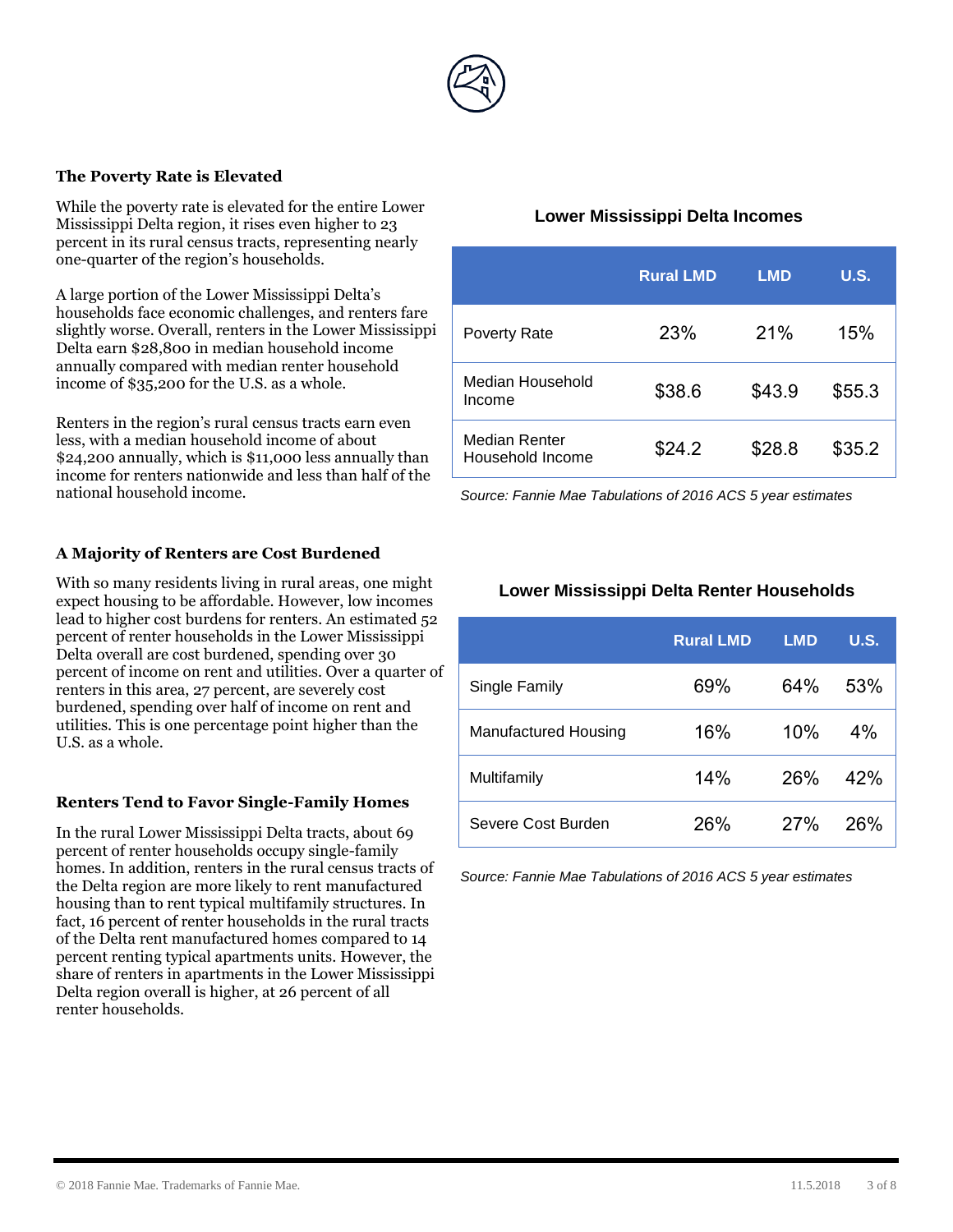### The Poverty Rate is Elevated

While the poverty rate is elevated for the entire Lower Mississippi Delta region, it rises even higher to 23 percent in its rural census tracts, representing nearly one-quarter of the region's households.

A large portion of the Lower Mississippi Delta's households face economic challenges, and renters fare slightly worse. Overall, renters in the Lower Mississippi Delta earn $28,800 in median household income annually compared with median renter household income of $35,200 for the U.S. as a whole.

Renters in the region's rural census tracts earn even less, with a median household income of about $24,200 annually, which is $11,000 less annually than income for renters nationwide and less than half of the national household income.

**Lower Mississippi Delta Incomes**

| | Rural LMD | LMD | U.S. |
|---|---|---|---|
| Poverty Rate | 23% | 21% | 15% |
| Median Household Income | $38.6 | $43.9 | $55.3 |
| Median Renter Household Income | $24.2 | $28.8 | $35.2 |

*Source: Fannie Mae Tabulations of 2016 ACS 5 year estimates*

### A Majority of Renters are Cost Burdened

With so many residents living in rural areas, one might expect housing to be affordable. However, low incomes lead to higher cost burdens for renters. An estimated 52 percent of renter households in the Lower Mississippi Delta overall are cost burdened, spending over 30 percent of income on rent and utilities. Over a quarter of renters in this area, 27 percent, are severely cost burdened, spending over half of income on rent and utilities. This is one percentage point higher than the U.S. as a whole.

### Renters Tend to Favor Single-Family Homes

In the rural Lower Mississippi Delta tracts, about 69 percent of renter households occupy single-family homes. In addition, renters in the rural census tracts of the Delta region are more likely to rent manufactured housing than to rent typical multifamily structures. In fact, 16 percent of renter households in the rural tracts of the Delta rent manufactured homes compared to 14 percent renting typical apartments units. However, the share of renters in apartments in the Lower Mississippi Delta region overall is higher, at 26 percent of all renter households.

**Lower Mississippi Delta Renter Households**

| | Rural LMD | LMD | U.S. |
|---|---|---|---|
| Single Family | 69% | 64% | 53% |
| Manufactured Housing | 16% | 10% | 4% |
| Multifamily | 14% | 26% | 42% |
| Severe Cost Burden | 26% | 27% | 26% |

*Source: Fannie Mae Tabulations of 2016 ACS 5 year estimates*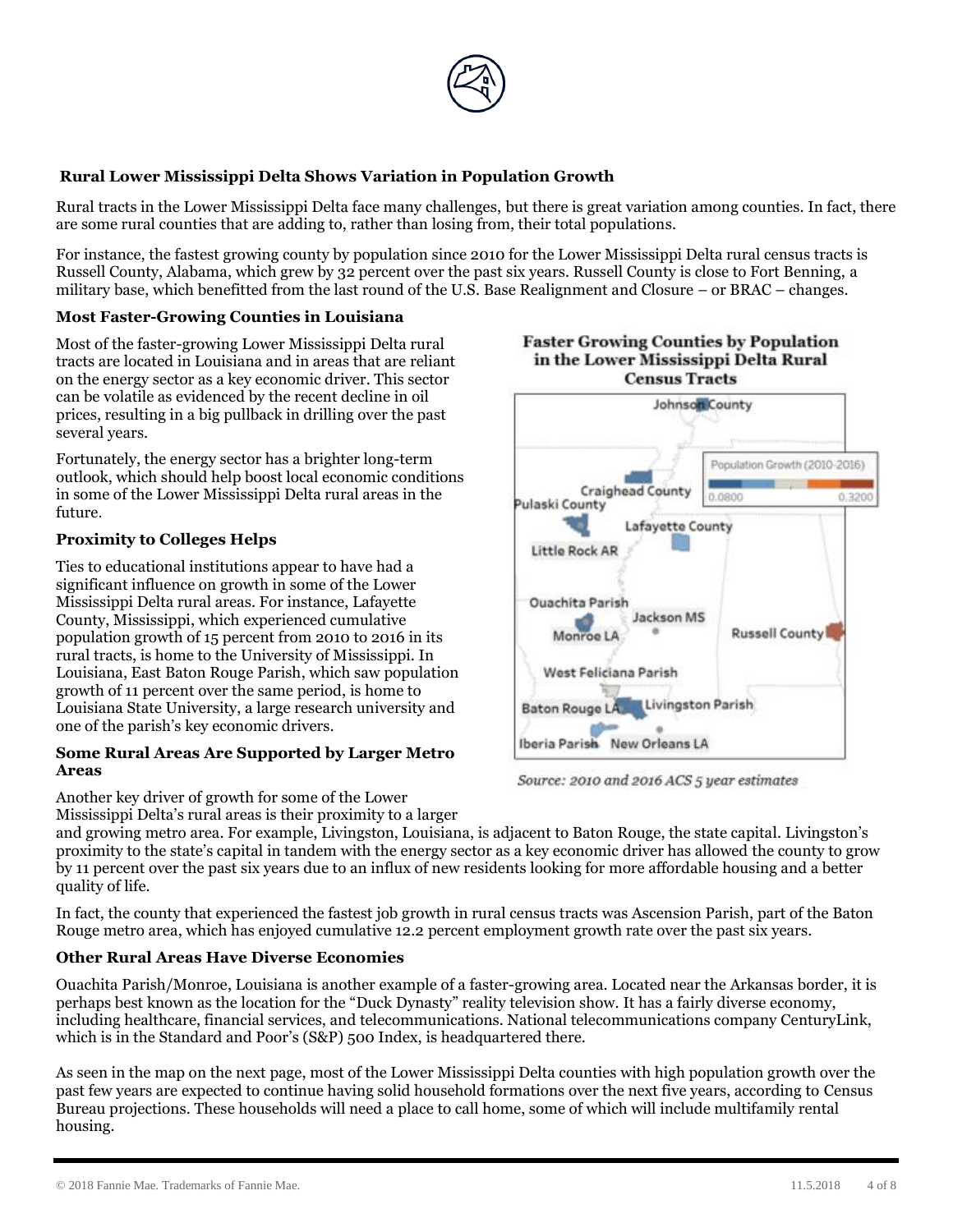## Rural Lower Mississippi Delta Shows Variation in Population Growth

Rural tracts in the Lower Mississippi Delta face many challenges, but there is great variation among counties. In fact, there are some rural counties that are adding to, rather than losing from, their total populations.

For instance, the fastest growing county by population since 2010 for the Lower Mississippi Delta rural census tracts is Russell County, Alabama, which grew by 32 percent over the past six years. Russell County is close to Fort Benning, a military base, which benefitted from the last round of the U.S. Base Realignment and Closure – or BRAC – changes.

### Most Faster-Growing Counties in Louisiana

Most of the faster-growing Lower Mississippi Delta rural tracts are located in Louisiana and in areas that are reliant on the energy sector as a key economic driver. This sector can be volatile as evidenced by the recent decline in oil prices, resulting in a big pullback in drilling over the past several years.

Fortunately, the energy sector has a brighter long-term outlook, which should help boost local economic conditions in some of the Lower Mississippi Delta rural areas in the future.

### Proximity to Colleges Helps

Ties to educational institutions appear to have had a significant influence on growth in some of the Lower Mississippi Delta rural areas. For instance, Lafayette County, Mississippi, which experienced cumulative population growth of 15 percent from 2010 to 2016 in its rural tracts, is home to the University of Mississippi. In Louisiana, East Baton Rouge Parish, which saw population growth of 11 percent over the same period, is home to Louisiana State University, a large research university and one of the parish's key economic drivers.

**Faster Growing Counties by Population in the Lower Mississippi Delta Rural Census Tracts**

*Source: 2010 and 2016 ACS 5 year estimates*

### Some Rural Areas Are Supported by Larger Metro Areas

Another key driver of growth for some of the Lower Mississippi Delta's rural areas is their proximity to a larger and growing metro area. For example, Livingston, Louisiana, is adjacent to Baton Rouge, the state capital. Livingston's proximity to the state's capital in tandem with the energy sector as a key economic driver has allowed the county to grow by 11 percent over the past six years due to an influx of new residents looking for more affordable housing and a better quality of life.

In fact, the county that experienced the fastest job growth in rural census tracts was Ascension Parish, part of the Baton Rouge metro area, which has enjoyed cumulative 12.2 percent employment growth rate over the past six years.

### Other Rural Areas Have Diverse Economies

Ouachita Parish/Monroe, Louisiana is another example of a faster-growing area. Located near the Arkansas border, it is perhaps best known as the location for the "Duck Dynasty" reality television show. It has a fairly diverse economy, including healthcare, financial services, and telecommunications. National telecommunications company CenturyLink, which is in the Standard and Poor's (S&P) 500 Index, is headquartered there.

As seen in the map on the next page, most of the Lower Mississippi Delta counties with high population growth over the past few years are expected to continue having solid household formations over the next five years, according to Census Bureau projections. These households will need a place to call home, some of which will include multifamily rental housing.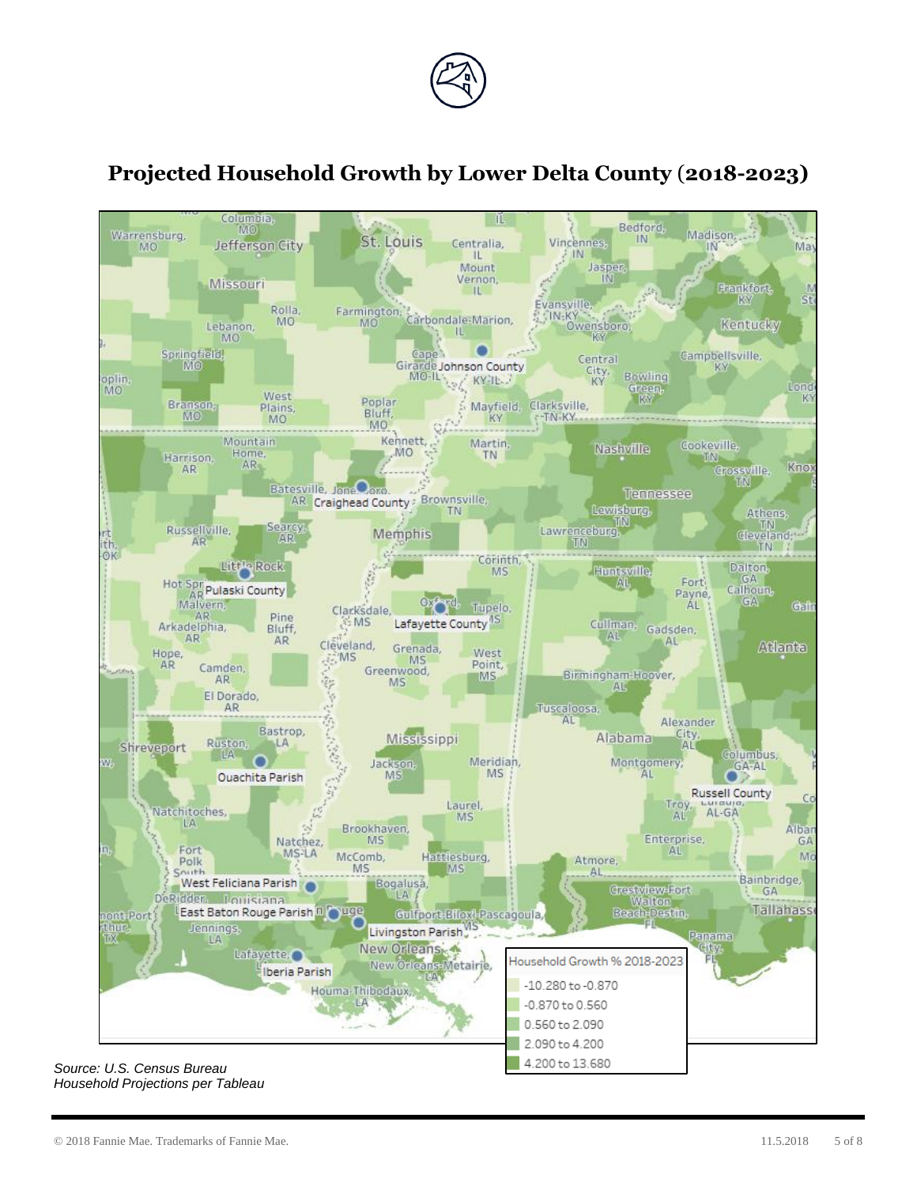## Projected Household Growth by Lower Delta County (2018-2023)

Household Growth % 2018-2023

- -10.280 to -0.870
- -0.870 to 0.560
- 0.560 to 2.090
- 2.090 to 4.200
- 4.200 to 13.680

*Source: U.S. Census Bureau*
*Household Projections per Tableau*

© 2018 Fannie Mae. Trademarks of Fannie Mae. 11.5.2018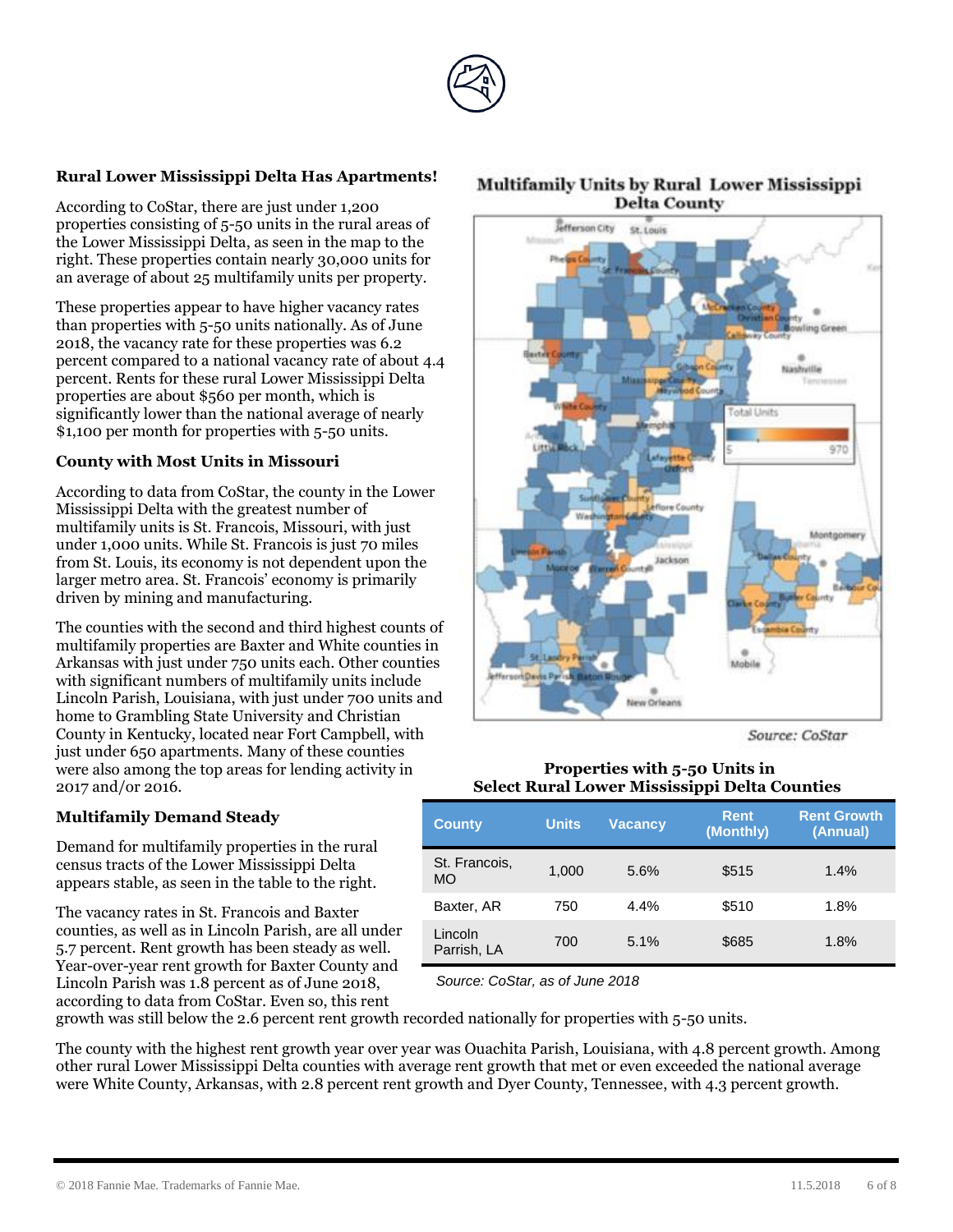## Rural Lower Mississippi Delta Has Apartments!

According to CoStar, there are just under 1,200 properties consisting of 5-50 units in the rural areas of the Lower Mississippi Delta, as seen in the map to the right. These properties contain nearly 30,000 units for an average of about 25 multifamily units per property.

These properties appear to have higher vacancy rates than properties with 5-50 units nationally. As of June 2018, the vacancy rate for these properties was 6.2 percent compared to a national vacancy rate of about 4.4 percent. Rents for these rural Lower Mississippi Delta properties are about $560 per month, which is significantly lower than the national average of nearly $1,100 per month for properties with 5-50 units.

**Multifamily Units by Rural Lower Mississippi Delta County**

*Source: CoStar*

## County with Most Units in Missouri

According to data from CoStar, the county in the Lower Mississippi Delta with the greatest number of multifamily units is St. Francois, Missouri, with just under 1,000 units. While St. Francois is just 70 miles from St. Louis, its economy is not dependent upon the larger metro area. St. Francois' economy is primarily driven by mining and manufacturing.

The counties with the second and third highest counts of multifamily properties are Baxter and White counties in Arkansas with just under 750 units each. Other counties with significant numbers of multifamily units include Lincoln Parish, Louisiana, with just under 700 units and home to Grambling State University and Christian County in Kentucky, located near Fort Campbell, with just under 650 apartments. Many of these counties were also among the top areas for lending activity in 2017 and/or 2016.

## Multifamily Demand Steady

Demand for multifamily properties in the rural census tracts of the Lower Mississippi Delta appears stable, as seen in the table to the right.

**Properties with 5-50 Units in Select Rural Lower Mississippi Delta Counties**

| County | Units | Vacancy | Rent (Monthly) | Rent Growth (Annual) |
|---|---|---|---|---|
| St. Francois, MO | 1,000 | 5.6% | $515 | 1.4% |
| Baxter, AR | 750 | 4.4% | $510 | 1.8% |
| Lincoln Parish, LA | 700 | 5.1% | $685 | 1.8% |

*Source: CoStar, as of June 2018*

The vacancy rates in St. Francois and Baxter counties, as well as in Lincoln Parish, are all under 5.7 percent. Rent growth has been steady as well. Year-over-year rent growth for Baxter County and Lincoln Parish was 1.8 percent as of June 2018, according to data from CoStar. Even so, this rent growth was still below the 2.6 percent rent growth recorded nationally for properties with 5-50 units.

The county with the highest rent growth year over year was Ouachita Parish, Louisiana, with 4.8 percent growth. Among other rural Lower Mississippi Delta counties with average rent growth that met or even exceeded the national average were White County, Arkansas, with 2.8 percent rent growth and Dyer County, Tennessee, with 4.3 percent growth.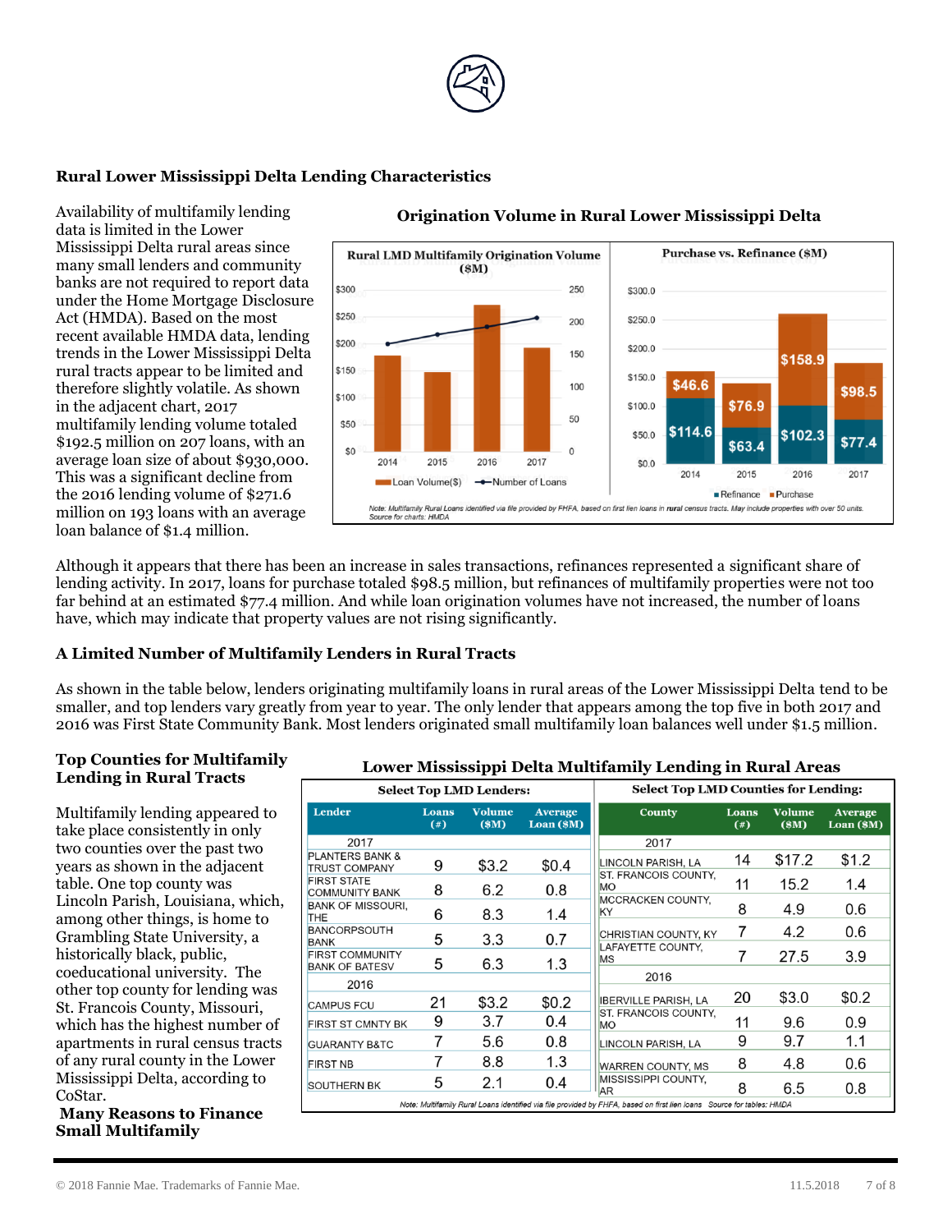## Rural Lower Mississippi Delta Lending Characteristics

Availability of multifamily lending data is limited in the Lower Mississippi Delta rural areas since many small lenders and community banks are not required to report data under the Home Mortgage Disclosure Act (HMDA). Based on the most recent available HMDA data, lending trends in the Lower Mississippi Delta rural tracts appear to be limited and therefore slightly volatile. As shown in the adjacent chart, 2017 multifamily lending volume totaled $192.5 million on 207 loans, with an average loan size of about $930,000. This was a significant decline from the 2016 lending volume of $271.6 million on 193 loans with an average loan balance of $1.4 million.

**Origination Volume in Rural Lower Mississippi Delta**

**Rural LMD Multifamily Origination Volume ($M)**

**Purchase vs. Refinance ($M)**

| Year | Refinance | Purchase |
|---|---|---|
| 2014 | $114.6 | $46.6 |
| 2015 | $63.4 | $76.9 |
| 2016 | $102.3 | $158.9 |
| 2017 | $77.4 | $98.5 |

*Note: Multifamily Rural Loans identified via file provided by FHFA, based on first lien loans in rural census tracts. May include properties with over 50 units. Source for charts: HMDA*

Although it appears that there has been an increase in sales transactions, refinances represented a significant share of lending activity. In 2017, loans for purchase totaled $98.5 million, but refinances of multifamily properties were not too far behind at an estimated $77.4 million. And while loan origination volumes have not increased, the number of loans have, which may indicate that property values are not rising significantly.

## A Limited Number of Multifamily Lenders in Rural Tracts

As shown in the table below, lenders originating multifamily loans in rural areas of the Lower Mississippi Delta tend to be smaller, and top lenders vary greatly from year to year. The only lender that appears among the top five in both 2017 and 2016 was First State Community Bank. Most lenders originated small multifamily loan balances well under $1.5 million.

### Top Counties for Multifamily Lending in Rural Tracts

Multifamily lending appeared to take place consistently in only two counties over the past two years as shown in the adjacent table. One top county was Lincoln Parish, Louisiana, which, among other things, is home to Grambling State University, a historically black, public, coeducational university. The other top county for lending was St. Francois County, Missouri, which has the highest number of apartments in rural census tracts of any rural county in the Lower Mississippi Delta, according to CoStar.

**Lower Mississippi Delta Multifamily Lending in Rural Areas**

**Select Top LMD Lenders:**

| Lender | Loans (#) | Volume ($M) | Average Loan ($M) |
|---|---|---|---|
| **2017** | | | |
| PLANTERS BANK & TRUST COMPANY | 9 | $3.2 | $0.4 |
| FIRST STATE COMMUNITY BANK | 8 | 6.2 | 0.8 |
| BANK OF MISSOURI, THE | 6 | 8.3 | 1.4 |
| BANCORPSOUTH BANK | 5 | 3.3 | 0.7 |
| FIRST COMMUNITY BANK OF BATESV | 5 | 6.3 | 1.3 |
| **2016** | | | |
| CAMPUS FCU | 21 | $3.2 | $0.2 |
| FIRST ST CMNTY BK | 9 | 3.7 | 0.4 |
| GUARANTY B&TC | 7 | 5.6 | 0.8 |
| FIRST NB | 7 | 8.8 | 1.3 |
| SOUTHERN BK | 5 | 2.1 | 0.4 |

**Select Top LMD Counties for Lending:**

| County | Loans (#) | Volume ($M) | Average Loan ($M) |
|---|---|---|---|
| **2017** | | | |
| LINCOLN PARISH, LA | 14 | $17.2 | $1.2 |
| ST. FRANCOIS COUNTY, MO | 11 | 15.2 | 1.4 |
| MCCRACKEN COUNTY, KY | 8 | 4.9 | 0.6 |
| CHRISTIAN COUNTY, KY | 7 | 4.2 | 0.6 |
| LAFAYETTE COUNTY, MS | 7 | 27.5 | 3.9 |
| **2016** | | | |
| IBERVILLE PARISH, LA | 20 | $3.0 | $0.2 |
| ST. FRANCOIS COUNTY, MO | 11 | 9.6 | 0.9 |
| LINCOLN PARISH, LA | 9 | 9.7 | 1.1 |
| WARREN COUNTY, MS | 8 | 4.8 | 0.6 |
| MISSISSIPPI COUNTY, AR | 8 | 6.5 | 0.8 |

*Note: Multifamily Rural Loans identified via file provided by FHFA, based on first lien loans Source for tables: HMDA*

### Many Reasons to Finance Small Multifamily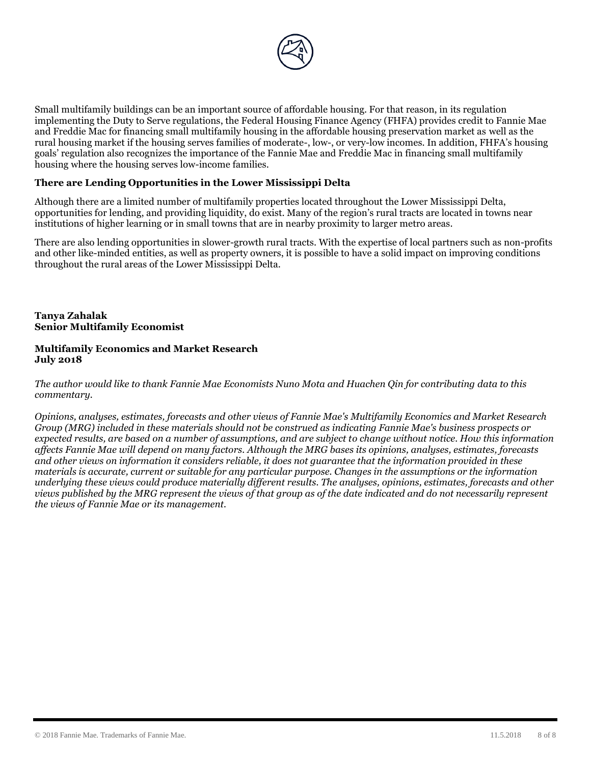Small multifamily buildings can be an important source of affordable housing. For that reason, in its regulation implementing the Duty to Serve regulations, the Federal Housing Finance Agency (FHFA) provides credit to Fannie Mae and Freddie Mac for financing small multifamily housing in the affordable housing preservation market as well as the rural housing market if the housing serves families of moderate-, low-, or very-low incomes. In addition, FHFA's housing goals' regulation also recognizes the importance of the Fannie Mae and Freddie Mac in financing small multifamily housing where the housing serves low-income families.

### There are Lending Opportunities in the Lower Mississippi Delta

Although there are a limited number of multifamily properties located throughout the Lower Mississippi Delta, opportunities for lending, and providing liquidity, do exist. Many of the region's rural tracts are located in towns near institutions of higher learning or in small towns that are in nearby proximity to larger metro areas.

There are also lending opportunities in slower-growth rural tracts. With the expertise of local partners such as non-profits and other like-minded entities, as well as property owners, it is possible to have a solid impact on improving conditions throughout the rural areas of the Lower Mississippi Delta.

**Tanya Zahalak**
**Senior Multifamily Economist**

**Multifamily Economics and Market Research**
**July 2018**

*The author would like to thank Fannie Mae Economists Nuno Mota and Huachen Qin for contributing data to this commentary.*

*Opinions, analyses, estimates, forecasts and other views of Fannie Mae's Multifamily Economics and Market Research Group (MRG) included in these materials should not be construed as indicating Fannie Mae's business prospects or expected results, are based on a number of assumptions, and are subject to change without notice. How this information affects Fannie Mae will depend on many factors. Although the MRG bases its opinions, analyses, estimates, forecasts and other views on information it considers reliable, it does not guarantee that the information provided in these materials is accurate, current or suitable for any particular purpose. Changes in the assumptions or the information underlying these views could produce materially different results. The analyses, opinions, estimates, forecasts and other views published by the MRG represent the views of that group as of the date indicated and do not necessarily represent the views of Fannie Mae or its management.*

© 2018 Fannie Mae. Trademarks of Fannie Mae.